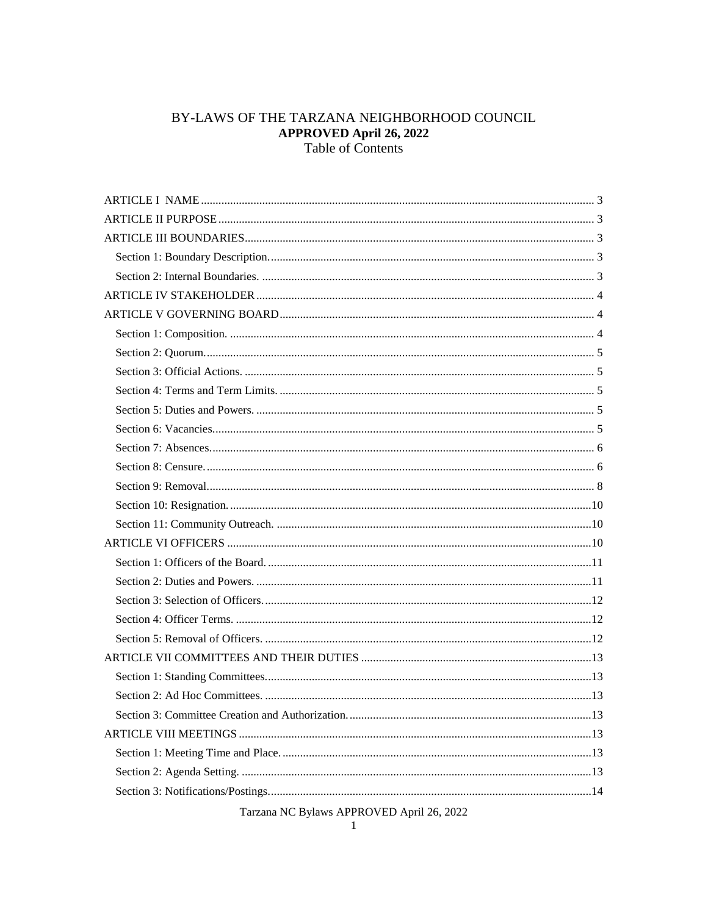# BY-LAWS OF THE TARZANA NEIGHBORHOOD COUNCIL

**APPROVED April 26, 2022**

Table of Contents

ARTICLE I NAME ..... 3
ARTICLE II PURPOSE ..... 3
ARTICLE III BOUNDARIES ..... 3
- Section 1: Boundary Description. ..... 3
- Section 2: Internal Boundaries. ..... 3

ARTICLE IV STAKEHOLDER ..... 4
ARTICLE V GOVERNING BOARD ..... 4
- Section 1: Composition. ..... 4
- Section 2: Quorum. ..... 5
- Section 3: Official Actions. ..... 5
- Section 4: Terms and Term Limits. ..... 5
- Section 5: Duties and Powers. ..... 5
- Section 6: Vacancies. ..... 5
- Section 7: Absences. ..... 6
- Section 8: Censure. ..... 6
- Section 9: Removal. ..... 8
- Section 10: Resignation. ..... 10
- Section 11: Community Outreach. ..... 10

ARTICLE VI OFFICERS ..... 10
- Section 1: Officers of the Board. ..... 11
- Section 2: Duties and Powers. ..... 11
- Section 3: Selection of Officers. ..... 12
- Section 4: Officer Terms. ..... 12
- Section 5: Removal of Officers. ..... 12

ARTICLE VII COMMITTEES AND THEIR DUTIES ..... 13
- Section 1: Standing Committees. ..... 13
- Section 2: Ad Hoc Committees. ..... 13
- Section 3: Committee Creation and Authorization. ..... 13

ARTICLE VIII MEETINGS ..... 13
- Section 1: Meeting Time and Place. ..... 13
- Section 2: Agenda Setting. ..... 13
- Section 3: Notifications/Postings. ..... 14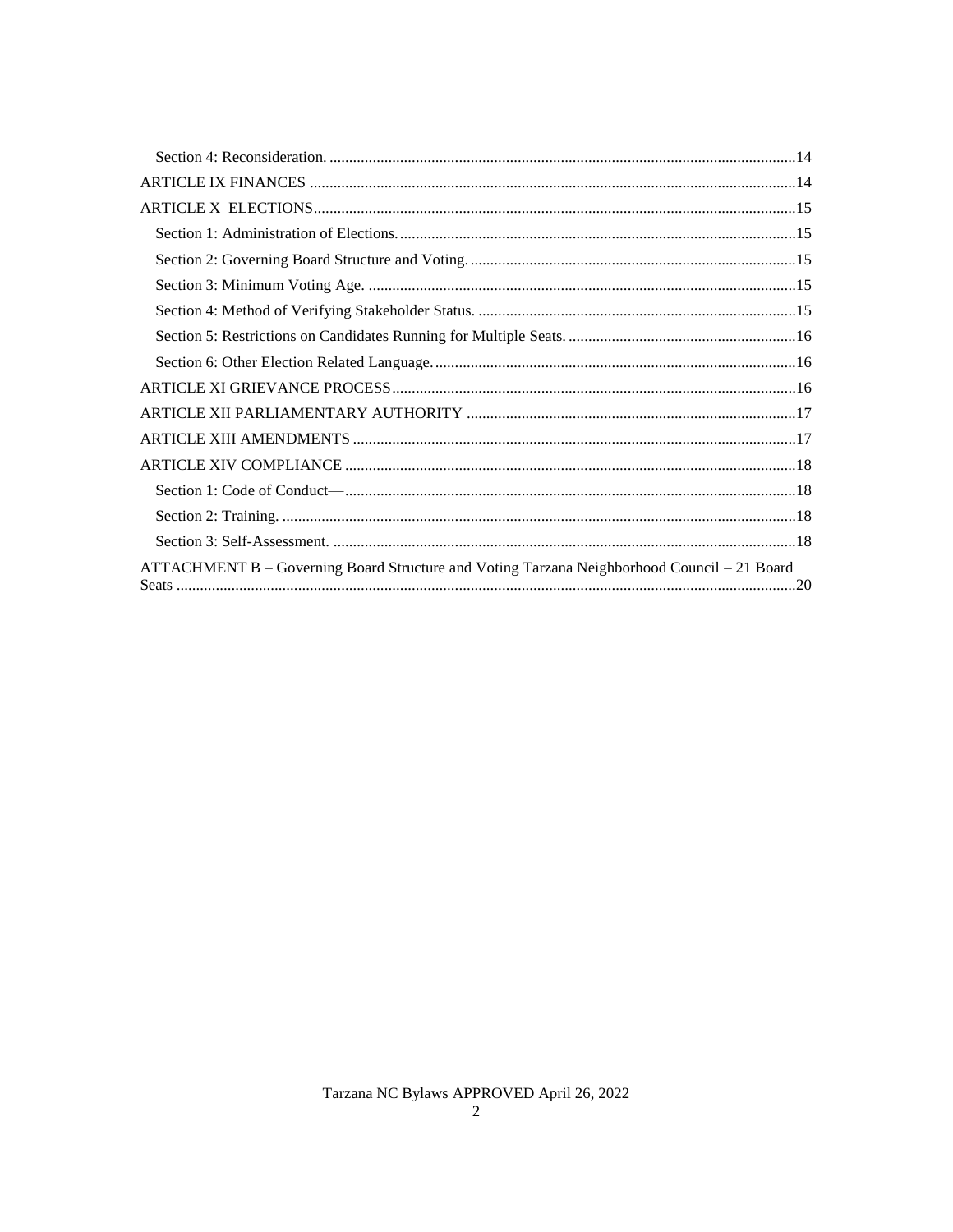Section 4: Reconsideration. ....................................................................................................................14

ARTICLE IX FINANCES ...........................................................................................................................14

ARTICLE X ELECTIONS..........................................................................................................................15

Section 1: Administration of Elections. ...................................................................................................15

Section 2: Governing Board Structure and Voting. .................................................................................15

Section 3: Minimum Voting Age. ...........................................................................................................15

Section 4: Method of Verifying Stakeholder Status. ...............................................................................15

Section 5: Restrictions on Candidates Running for Multiple Seats. .........................................................16

Section 6: Other Election Related Language. ..........................................................................................16

ARTICLE XI GRIEVANCE PROCESS.....................................................................................................16

ARTICLE XII PARLIAMENTARY AUTHORITY ..................................................................................17

ARTICLE XIII AMENDMENTS ...............................................................................................................17

ARTICLE XIV COMPLIANCE .................................................................................................................18

Section 1: Code of Conduct—.................................................................................................................18

Section 2: Training. ..................................................................................................................................18

Section 3: Self-Assessment. .....................................................................................................................18

ATTACHMENT B – Governing Board Structure and Voting Tarzana Neighborhood Council – 21 Board Seats ..........................................................................................................................................................20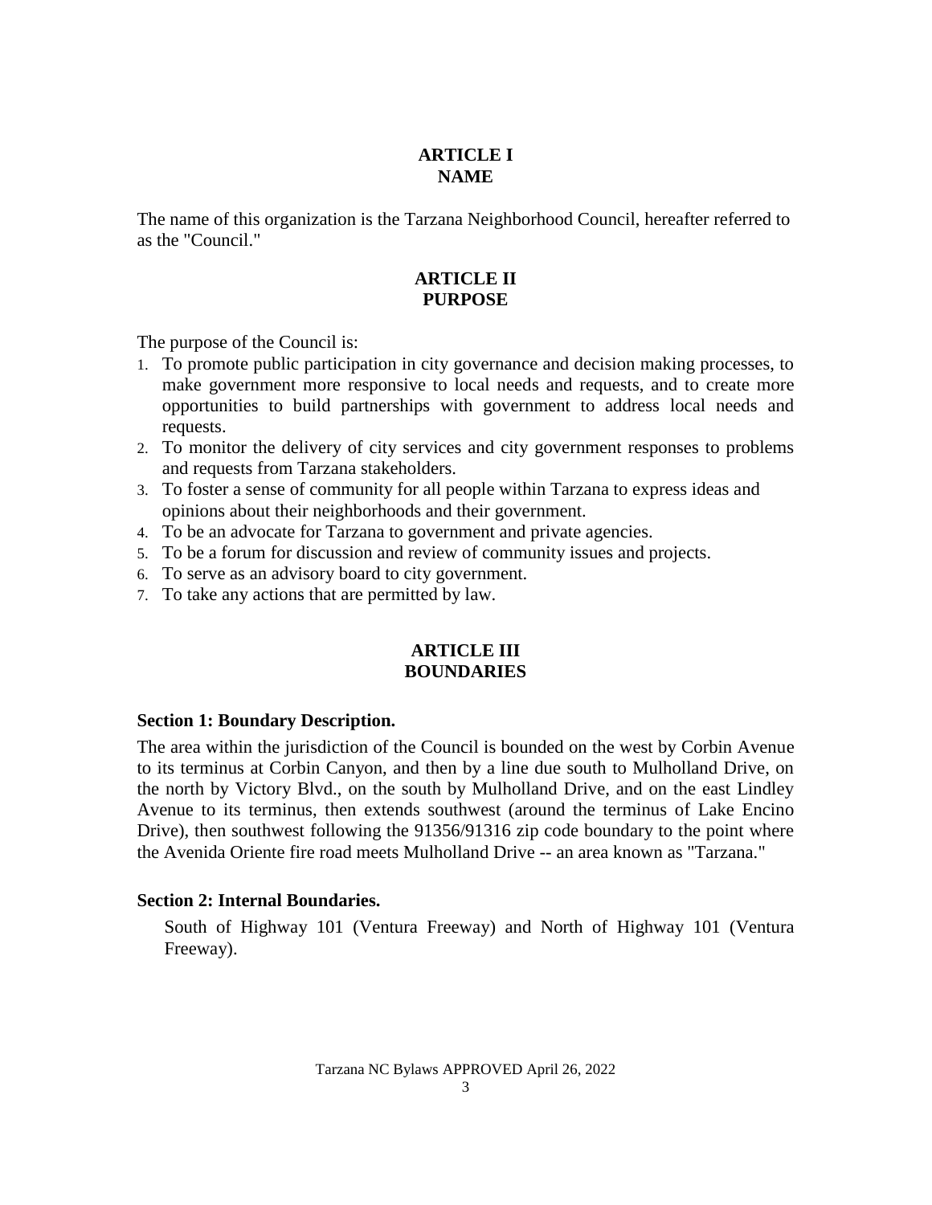## ARTICLE I
## NAME

The name of this organization is the Tarzana Neighborhood Council, hereafter referred to as the "Council."

## ARTICLE II
## PURPOSE

The purpose of the Council is:

1. To promote public participation in city governance and decision making processes, to make government more responsive to local needs and requests, and to create more opportunities to build partnerships with government to address local needs and requests.
2. To monitor the delivery of city services and city government responses to problems and requests from Tarzana stakeholders.
3. To foster a sense of community for all people within Tarzana to express ideas and opinions about their neighborhoods and their government.
4. To be an advocate for Tarzana to government and private agencies.
5. To be a forum for discussion and review of community issues and projects.
6. To serve as an advisory board to city government.
7. To take any actions that are permitted by law.

## ARTICLE III
## BOUNDARIES

### Section 1: Boundary Description.

The area within the jurisdiction of the Council is bounded on the west by Corbin Avenue to its terminus at Corbin Canyon, and then by a line due south to Mulholland Drive, on the north by Victory Blvd., on the south by Mulholland Drive, and on the east Lindley Avenue to its terminus, then extends southwest (around the terminus of Lake Encino Drive), then southwest following the 91356/91316 zip code boundary to the point where the Avenida Oriente fire road meets Mulholland Drive -- an area known as "Tarzana."

### Section 2: Internal Boundaries.

South of Highway 101 (Ventura Freeway) and North of Highway 101 (Ventura Freeway).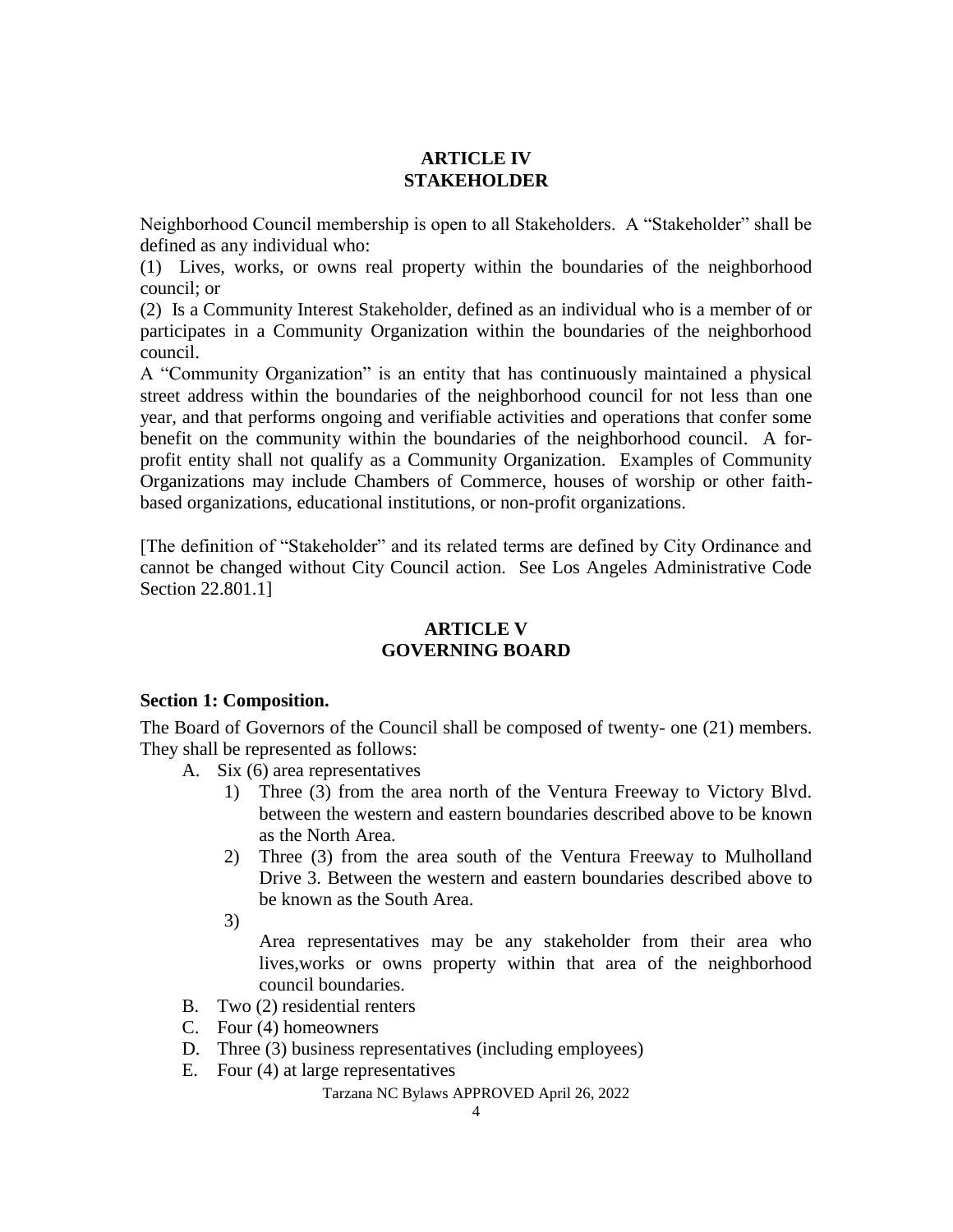## ARTICLE IV
## STAKEHOLDER

Neighborhood Council membership is open to all Stakeholders. A "Stakeholder" shall be defined as any individual who:

(1) Lives, works, or owns real property within the boundaries of the neighborhood council; or

(2) Is a Community Interest Stakeholder, defined as an individual who is a member of or participates in a Community Organization within the boundaries of the neighborhood council.

A "Community Organization" is an entity that has continuously maintained a physical street address within the boundaries of the neighborhood council for not less than one year, and that performs ongoing and verifiable activities and operations that confer some benefit on the community within the boundaries of the neighborhood council. A for-profit entity shall not qualify as a Community Organization. Examples of Community Organizations may include Chambers of Commerce, houses of worship or other faith-based organizations, educational institutions, or non-profit organizations.

[The definition of "Stakeholder" and its related terms are defined by City Ordinance and cannot be changed without City Council action. See Los Angeles Administrative Code Section 22.801.1]

## ARTICLE V
## GOVERNING BOARD

**Section 1: Composition.**

The Board of Governors of the Council shall be composed of twenty- one (21) members. They shall be represented as follows:

A. Six (6) area representatives
   1) Three (3) from the area north of the Ventura Freeway to Victory Blvd. between the western and eastern boundaries described above to be known as the North Area.
   2) Three (3) from the area south of the Ventura Freeway to Mulholland Drive 3. Between the western and eastern boundaries described above to be known as the South Area.
   3) Area representatives may be any stakeholder from their area who lives,works or owns property within that area of the neighborhood council boundaries.

B. Two (2) residential renters

C. Four (4) homeowners

D. Three (3) business representatives (including employees)

E. Four (4) at large representatives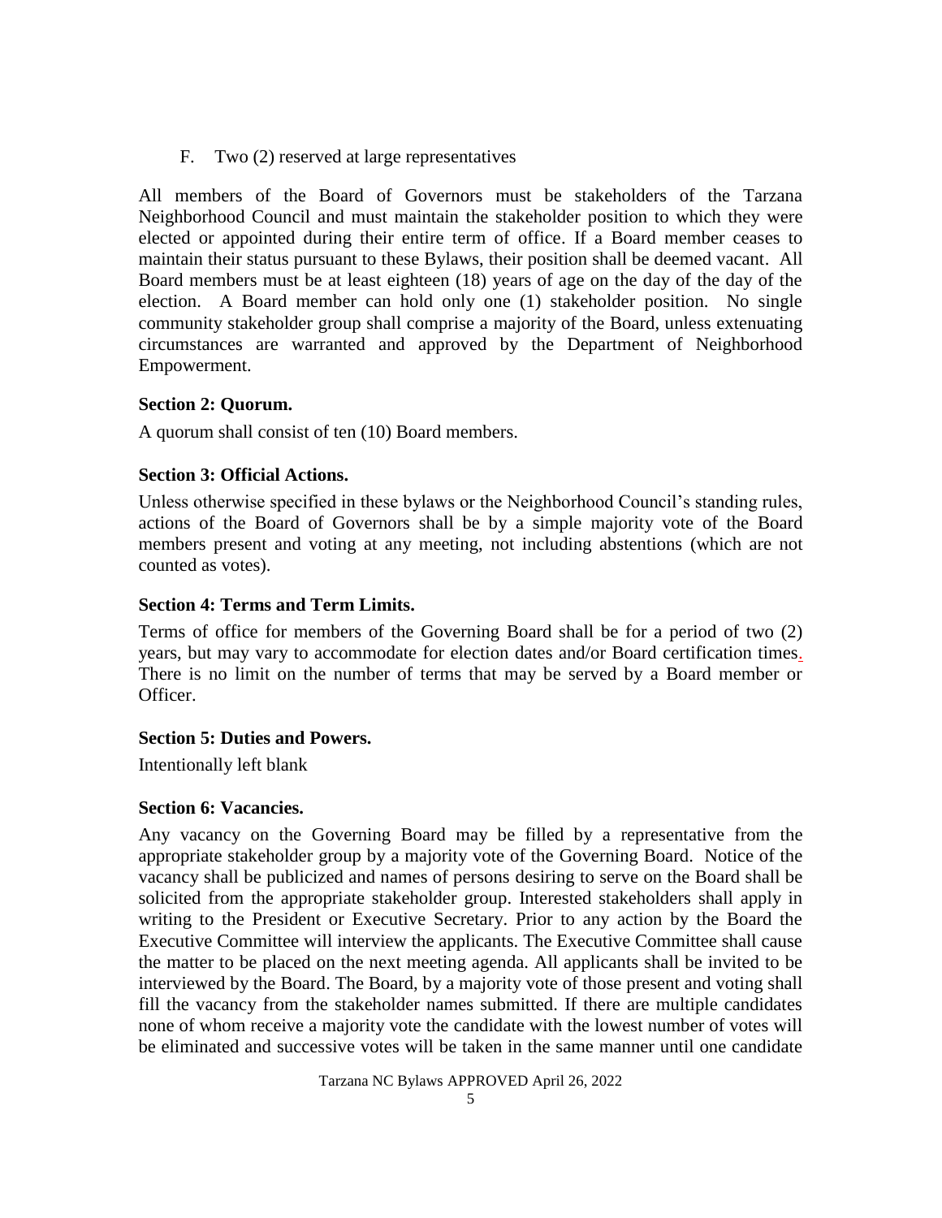F. Two (2) reserved at large representatives

All members of the Board of Governors must be stakeholders of the Tarzana Neighborhood Council and must maintain the stakeholder position to which they were elected or appointed during their entire term of office. If a Board member ceases to maintain their status pursuant to these Bylaws, their position shall be deemed vacant. All Board members must be at least eighteen (18) years of age on the day of the day of the election. A Board member can hold only one (1) stakeholder position. No single community stakeholder group shall comprise a majority of the Board, unless extenuating circumstances are warranted and approved by the Department of Neighborhood Empowerment.

**Section 2: Quorum.**

A quorum shall consist of ten (10) Board members.

**Section 3: Official Actions.**

Unless otherwise specified in these bylaws or the Neighborhood Council's standing rules, actions of the Board of Governors shall be by a simple majority vote of the Board members present and voting at any meeting, not including abstentions (which are not counted as votes).

**Section 4: Terms and Term Limits.**

Terms of office for members of the Governing Board shall be for a period of two (2) years, but may vary to accommodate for election dates and/or Board certification times. There is no limit on the number of terms that may be served by a Board member or Officer.

**Section 5: Duties and Powers.**

Intentionally left blank

**Section 6: Vacancies.**

Any vacancy on the Governing Board may be filled by a representative from the appropriate stakeholder group by a majority vote of the Governing Board. Notice of the vacancy shall be publicized and names of persons desiring to serve on the Board shall be solicited from the appropriate stakeholder group. Interested stakeholders shall apply in writing to the President or Executive Secretary. Prior to any action by the Board the Executive Committee will interview the applicants. The Executive Committee shall cause the matter to be placed on the next meeting agenda. All applicants shall be invited to be interviewed by the Board. The Board, by a majority vote of those present and voting shall fill the vacancy from the stakeholder names submitted. If there are multiple candidates none of whom receive a majority vote the candidate with the lowest number of votes will be eliminated and successive votes will be taken in the same manner until one candidate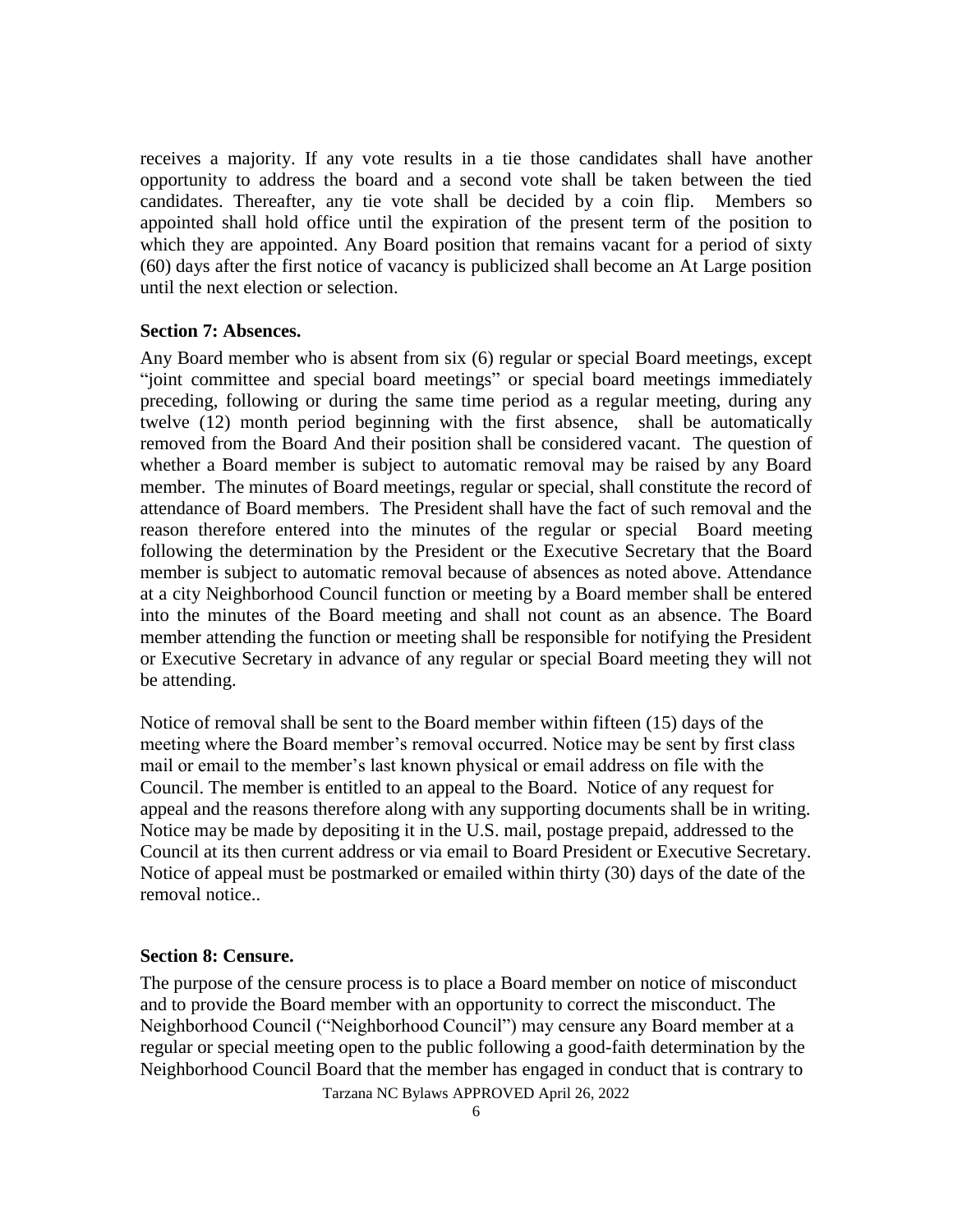receives a majority. If any vote results in a tie those candidates shall have another opportunity to address the board and a second vote shall be taken between the tied candidates. Thereafter, any tie vote shall be decided by a coin flip. Members so appointed shall hold office until the expiration of the present term of the position to which they are appointed. Any Board position that remains vacant for a period of sixty (60) days after the first notice of vacancy is publicized shall become an At Large position until the next election or selection.

**Section 7: Absences.**

Any Board member who is absent from six (6) regular or special Board meetings, except "joint committee and special board meetings" or special board meetings immediately preceding, following or during the same time period as a regular meeting, during any twelve (12) month period beginning with the first absence, shall be automatically removed from the Board And their position shall be considered vacant. The question of whether a Board member is subject to automatic removal may be raised by any Board member. The minutes of Board meetings, regular or special, shall constitute the record of attendance of Board members. The President shall have the fact of such removal and the reason therefore entered into the minutes of the regular or special Board meeting following the determination by the President or the Executive Secretary that the Board member is subject to automatic removal because of absences as noted above. Attendance at a city Neighborhood Council function or meeting by a Board member shall be entered into the minutes of the Board meeting and shall not count as an absence. The Board member attending the function or meeting shall be responsible for notifying the President or Executive Secretary in advance of any regular or special Board meeting they will not be attending.

Notice of removal shall be sent to the Board member within fifteen (15) days of the meeting where the Board member's removal occurred. Notice may be sent by first class mail or email to the member's last known physical or email address on file with the Council. The member is entitled to an appeal to the Board. Notice of any request for appeal and the reasons therefore along with any supporting documents shall be in writing. Notice may be made by depositing it in the U.S. mail, postage prepaid, addressed to the Council at its then current address or via email to Board President or Executive Secretary. Notice of appeal must be postmarked or emailed within thirty (30) days of the date of the removal notice..

**Section 8: Censure.**

The purpose of the censure process is to place a Board member on notice of misconduct and to provide the Board member with an opportunity to correct the misconduct. The Neighborhood Council ("Neighborhood Council") may censure any Board member at a regular or special meeting open to the public following a good-faith determination by the Neighborhood Council Board that the member has engaged in conduct that is contrary to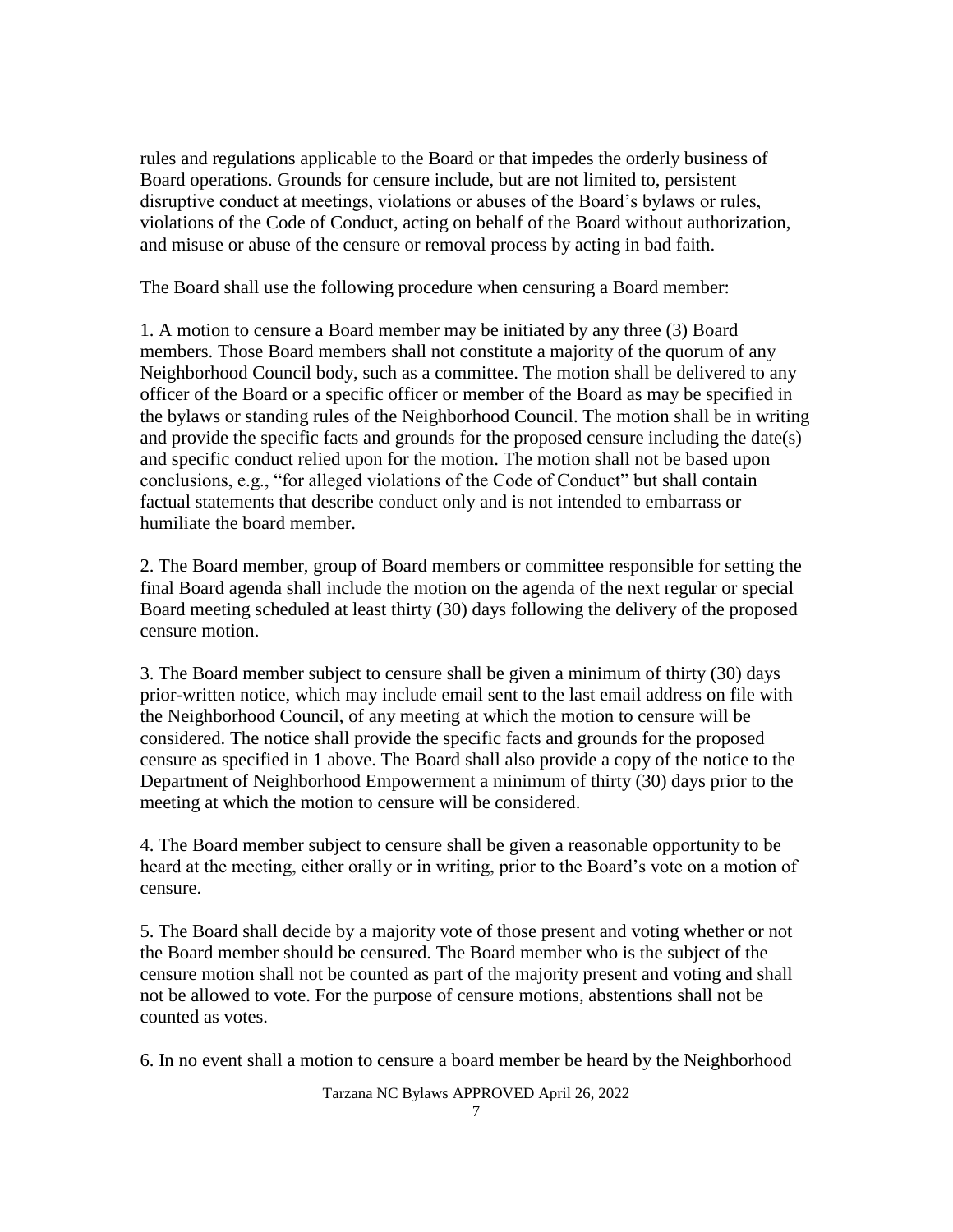rules and regulations applicable to the Board or that impedes the orderly business of Board operations. Grounds for censure include, but are not limited to, persistent disruptive conduct at meetings, violations or abuses of the Board's bylaws or rules, violations of the Code of Conduct, acting on behalf of the Board without authorization, and misuse or abuse of the censure or removal process by acting in bad faith.

The Board shall use the following procedure when censuring a Board member:

1. A motion to censure a Board member may be initiated by any three (3) Board members. Those Board members shall not constitute a majority of the quorum of any Neighborhood Council body, such as a committee. The motion shall be delivered to any officer of the Board or a specific officer or member of the Board as may be specified in the bylaws or standing rules of the Neighborhood Council. The motion shall be in writing and provide the specific facts and grounds for the proposed censure including the date(s) and specific conduct relied upon for the motion. The motion shall not be based upon conclusions, e.g., "for alleged violations of the Code of Conduct" but shall contain factual statements that describe conduct only and is not intended to embarrass or humiliate the board member.

2. The Board member, group of Board members or committee responsible for setting the final Board agenda shall include the motion on the agenda of the next regular or special Board meeting scheduled at least thirty (30) days following the delivery of the proposed censure motion.

3. The Board member subject to censure shall be given a minimum of thirty (30) days prior-written notice, which may include email sent to the last email address on file with the Neighborhood Council, of any meeting at which the motion to censure will be considered. The notice shall provide the specific facts and grounds for the proposed censure as specified in 1 above. The Board shall also provide a copy of the notice to the Department of Neighborhood Empowerment a minimum of thirty (30) days prior to the meeting at which the motion to censure will be considered.

4. The Board member subject to censure shall be given a reasonable opportunity to be heard at the meeting, either orally or in writing, prior to the Board's vote on a motion of censure.

5. The Board shall decide by a majority vote of those present and voting whether or not the Board member should be censured. The Board member who is the subject of the censure motion shall not be counted as part of the majority present and voting and shall not be allowed to vote. For the purpose of censure motions, abstentions shall not be counted as votes.

6. In no event shall a motion to censure a board member be heard by the Neighborhood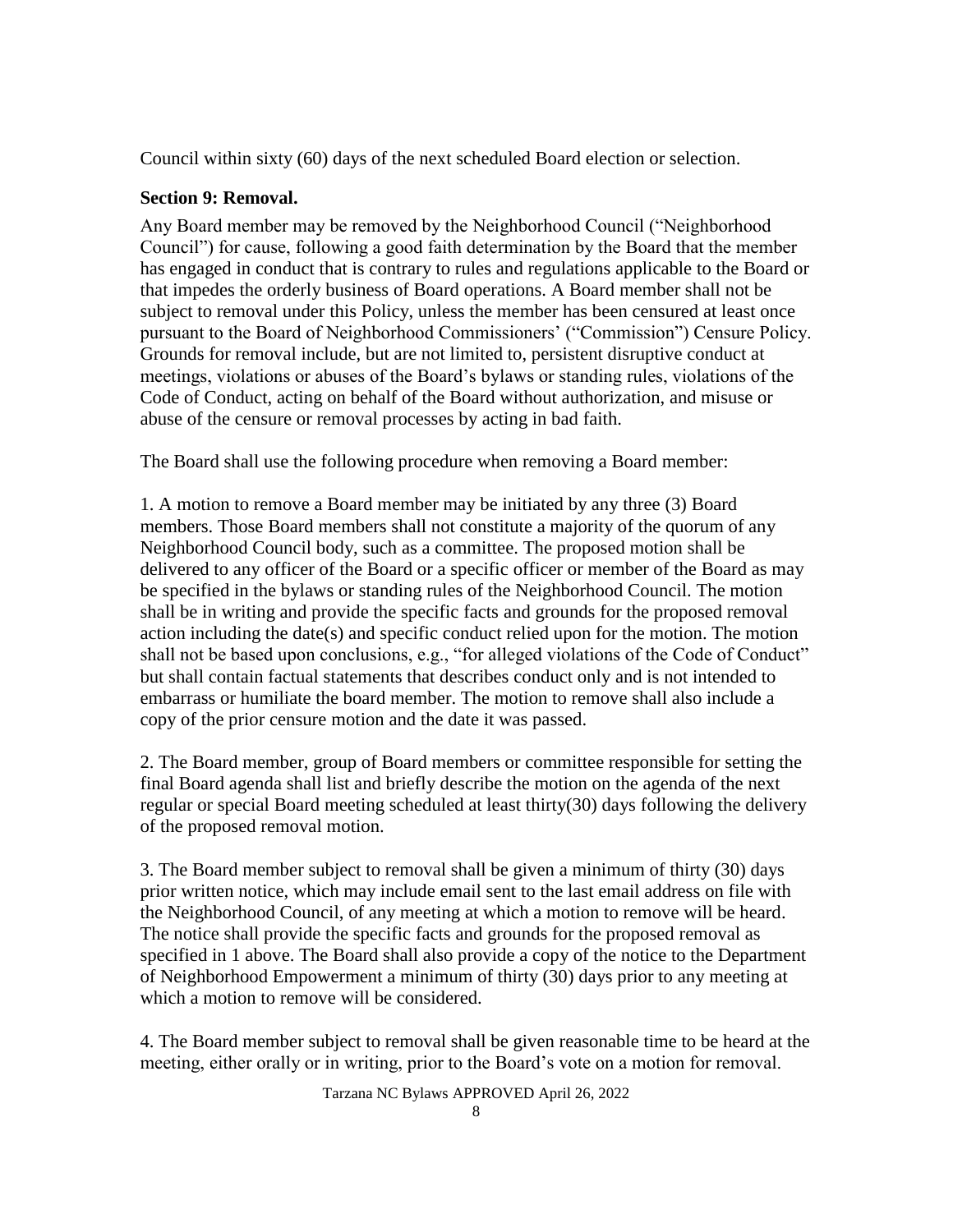Council within sixty (60) days of the next scheduled Board election or selection.

**Section 9: Removal.**

Any Board member may be removed by the Neighborhood Council ("Neighborhood Council") for cause, following a good faith determination by the Board that the member has engaged in conduct that is contrary to rules and regulations applicable to the Board or that impedes the orderly business of Board operations. A Board member shall not be subject to removal under this Policy, unless the member has been censured at least once pursuant to the Board of Neighborhood Commissioners' ("Commission") Censure Policy. Grounds for removal include, but are not limited to, persistent disruptive conduct at meetings, violations or abuses of the Board's bylaws or standing rules, violations of the Code of Conduct, acting on behalf of the Board without authorization, and misuse or abuse of the censure or removal processes by acting in bad faith.

The Board shall use the following procedure when removing a Board member:

1. A motion to remove a Board member may be initiated by any three (3) Board members. Those Board members shall not constitute a majority of the quorum of any Neighborhood Council body, such as a committee. The proposed motion shall be delivered to any officer of the Board or a specific officer or member of the Board as may be specified in the bylaws or standing rules of the Neighborhood Council. The motion shall be in writing and provide the specific facts and grounds for the proposed removal action including the date(s) and specific conduct relied upon for the motion. The motion shall not be based upon conclusions, e.g., "for alleged violations of the Code of Conduct" but shall contain factual statements that describes conduct only and is not intended to embarrass or humiliate the board member. The motion to remove shall also include a copy of the prior censure motion and the date it was passed.

2. The Board member, group of Board members or committee responsible for setting the final Board agenda shall list and briefly describe the motion on the agenda of the next regular or special Board meeting scheduled at least thirty(30) days following the delivery of the proposed removal motion.

3. The Board member subject to removal shall be given a minimum of thirty (30) days prior written notice, which may include email sent to the last email address on file with the Neighborhood Council, of any meeting at which a motion to remove will be heard. The notice shall provide the specific facts and grounds for the proposed removal as specified in 1 above. The Board shall also provide a copy of the notice to the Department of Neighborhood Empowerment a minimum of thirty (30) days prior to any meeting at which a motion to remove will be considered.

4. The Board member subject to removal shall be given reasonable time to be heard at the meeting, either orally or in writing, prior to the Board's vote on a motion for removal.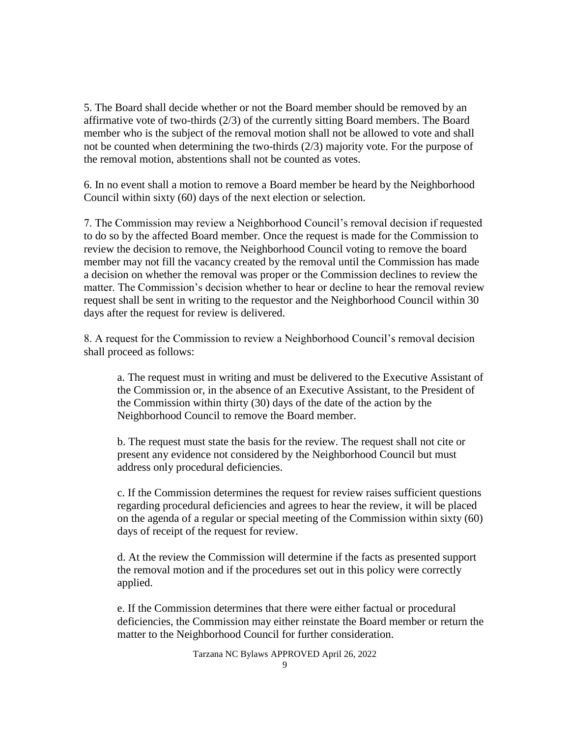5. The Board shall decide whether or not the Board member should be removed by an affirmative vote of two-thirds (2/3) of the currently sitting Board members. The Board member who is the subject of the removal motion shall not be allowed to vote and shall not be counted when determining the two-thirds (2/3) majority vote. For the purpose of the removal motion, abstentions shall not be counted as votes.

6. In no event shall a motion to remove a Board member be heard by the Neighborhood Council within sixty (60) days of the next election or selection.

7. The Commission may review a Neighborhood Council's removal decision if requested to do so by the affected Board member. Once the request is made for the Commission to review the decision to remove, the Neighborhood Council voting to remove the board member may not fill the vacancy created by the removal until the Commission has made a decision on whether the removal was proper or the Commission declines to review the matter. The Commission's decision whether to hear or decline to hear the removal review request shall be sent in writing to the requestor and the Neighborhood Council within 30 days after the request for review is delivered.

8. A request for the Commission to review a Neighborhood Council's removal decision shall proceed as follows:

a. The request must in writing and must be delivered to the Executive Assistant of the Commission or, in the absence of an Executive Assistant, to the President of the Commission within thirty (30) days of the date of the action by the Neighborhood Council to remove the Board member.

b. The request must state the basis for the review. The request shall not cite or present any evidence not considered by the Neighborhood Council but must address only procedural deficiencies.

c. If the Commission determines the request for review raises sufficient questions regarding procedural deficiencies and agrees to hear the review, it will be placed on the agenda of a regular or special meeting of the Commission within sixty (60) days of receipt of the request for review.

d. At the review the Commission will determine if the facts as presented support the removal motion and if the procedures set out in this policy were correctly applied.

e. If the Commission determines that there were either factual or procedural deficiencies, the Commission may either reinstate the Board member or return the matter to the Neighborhood Council for further consideration.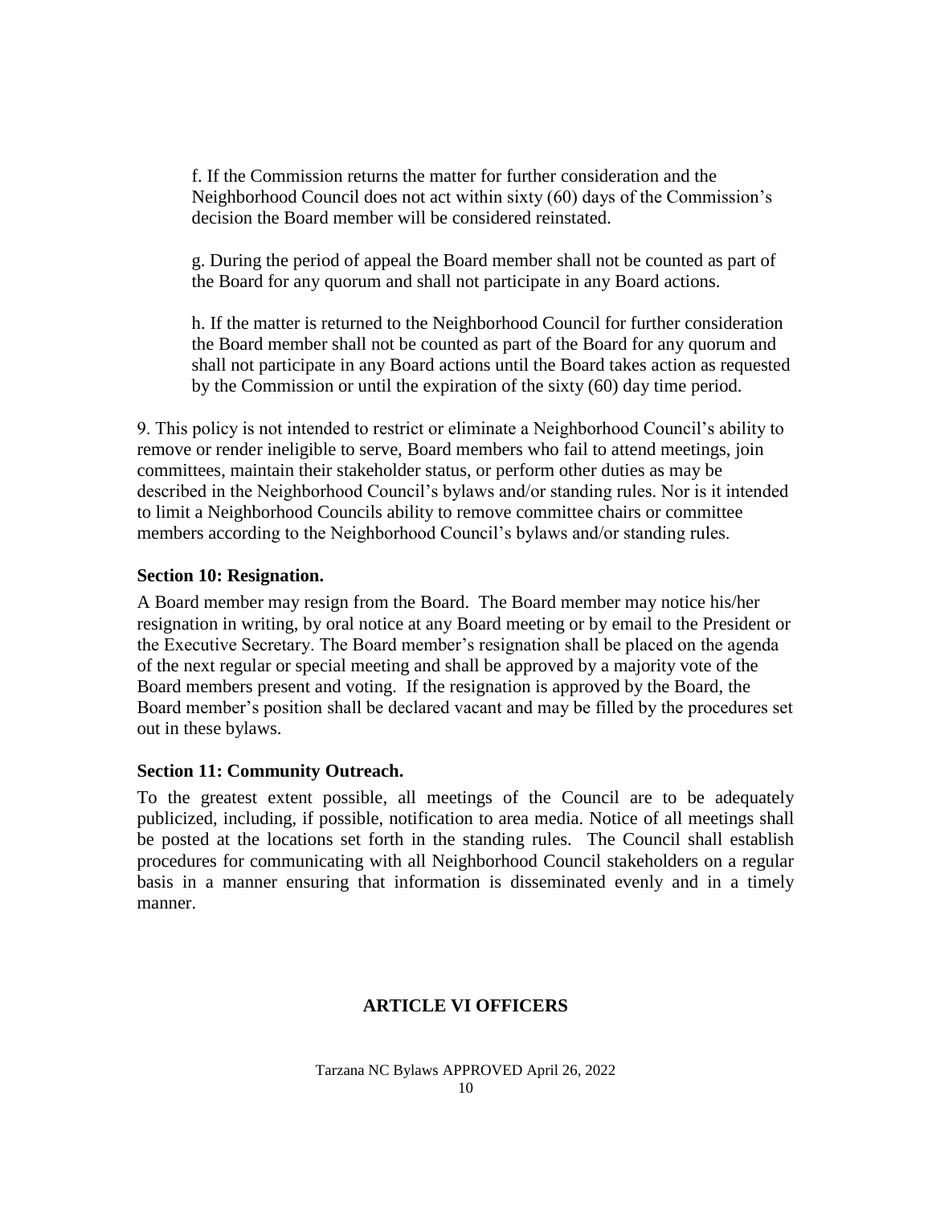f. If the Commission returns the matter for further consideration and the Neighborhood Council does not act within sixty (60) days of the Commission's decision the Board member will be considered reinstated.

g. During the period of appeal the Board member shall not be counted as part of the Board for any quorum and shall not participate in any Board actions.

h. If the matter is returned to the Neighborhood Council for further consideration the Board member shall not be counted as part of the Board for any quorum and shall not participate in any Board actions until the Board takes action as requested by the Commission or until the expiration of the sixty (60) day time period.

9. This policy is not intended to restrict or eliminate a Neighborhood Council's ability to remove or render ineligible to serve, Board members who fail to attend meetings, join committees, maintain their stakeholder status, or perform other duties as may be described in the Neighborhood Council's bylaws and/or standing rules. Nor is it intended to limit a Neighborhood Councils ability to remove committee chairs or committee members according to the Neighborhood Council's bylaws and/or standing rules.

### Section 10: Resignation.

A Board member may resign from the Board. The Board member may notice his/her resignation in writing, by oral notice at any Board meeting or by email to the President or the Executive Secretary. The Board member's resignation shall be placed on the agenda of the next regular or special meeting and shall be approved by a majority vote of the Board members present and voting. If the resignation is approved by the Board, the Board member's position shall be declared vacant and may be filled by the procedures set out in these bylaws.

### Section 11: Community Outreach.

To the greatest extent possible, all meetings of the Council are to be adequately publicized, including, if possible, notification to area media. Notice of all meetings shall be posted at the locations set forth in the standing rules. The Council shall establish procedures for communicating with all Neighborhood Council stakeholders on a regular basis in a manner ensuring that information is disseminated evenly and in a timely manner.

## ARTICLE VI OFFICERS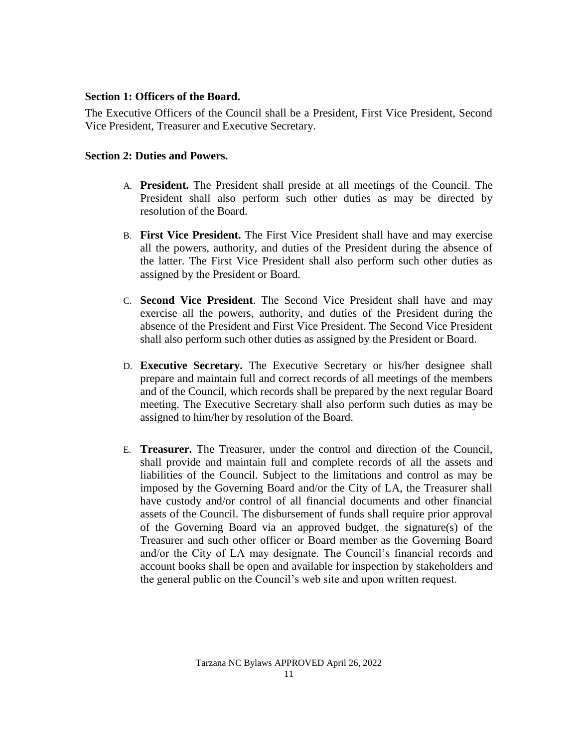**Section 1: Officers of the Board.**

The Executive Officers of the Council shall be a President, First Vice President, Second Vice President, Treasurer and Executive Secretary.

**Section 2: Duties and Powers.**

A. **President.** The President shall preside at all meetings of the Council. The President shall also perform such other duties as may be directed by resolution of the Board.

B. **First Vice President.** The First Vice President shall have and may exercise all the powers, authority, and duties of the President during the absence of the latter. The First Vice President shall also perform such other duties as assigned by the President or Board.

C. **Second Vice President**. The Second Vice President shall have and may exercise all the powers, authority, and duties of the President during the absence of the President and First Vice President. The Second Vice President shall also perform such other duties as assigned by the President or Board.

D. **Executive Secretary.** The Executive Secretary or his/her designee shall prepare and maintain full and correct records of all meetings of the members and of the Council, which records shall be prepared by the next regular Board meeting. The Executive Secretary shall also perform such duties as may be assigned to him/her by resolution of the Board.

E. **Treasurer.** The Treasurer, under the control and direction of the Council, shall provide and maintain full and complete records of all the assets and liabilities of the Council. Subject to the limitations and control as may be imposed by the Governing Board and/or the City of LA, the Treasurer shall have custody and/or control of all financial documents and other financial assets of the Council. The disbursement of funds shall require prior approval of the Governing Board via an approved budget, the signature(s) of the Treasurer and such other officer or Board member as the Governing Board and/or the City of LA may designate. The Council's financial records and account books shall be open and available for inspection by stakeholders and the general public on the Council's web site and upon written request.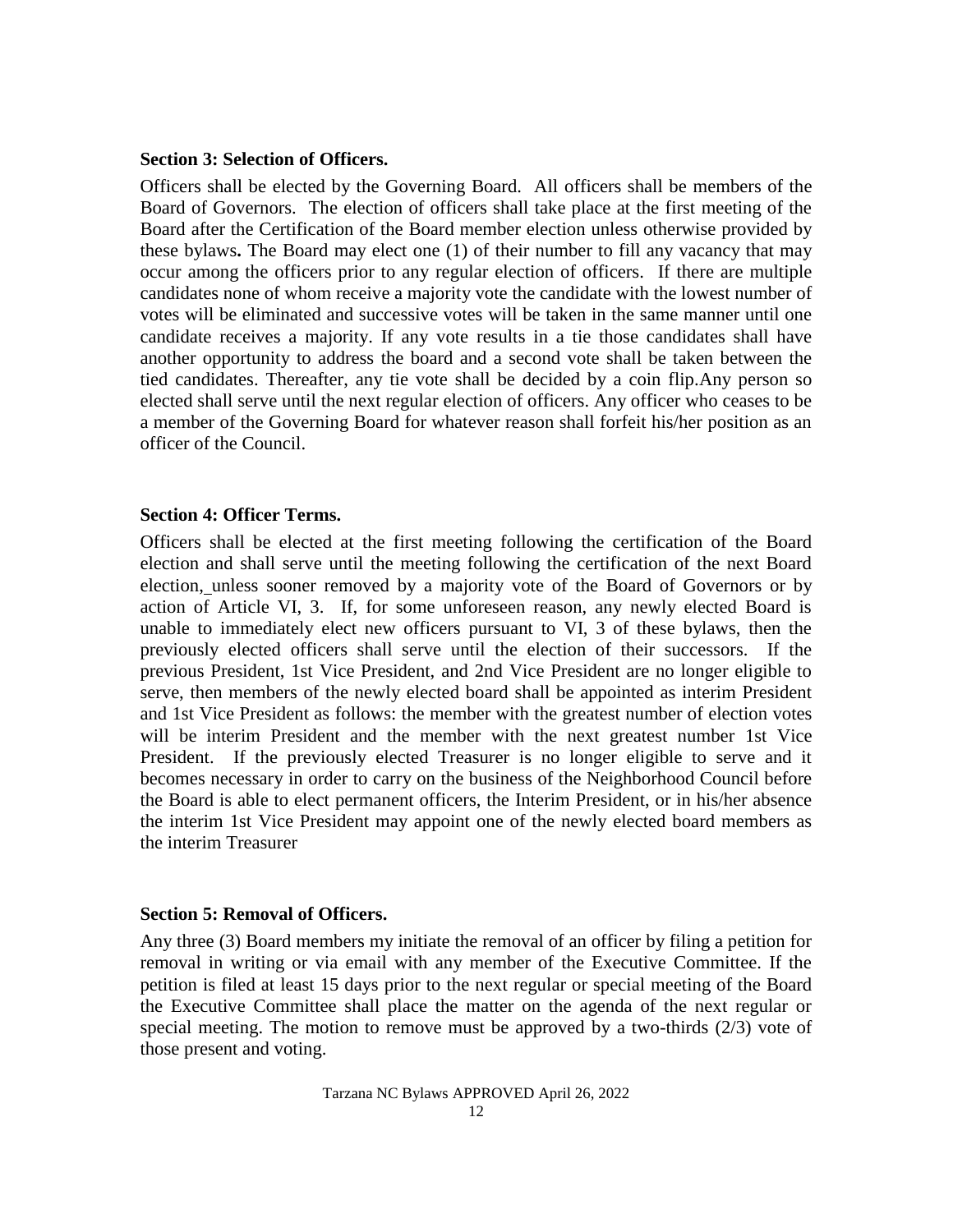**Section 3: Selection of Officers.**

Officers shall be elected by the Governing Board. All officers shall be members of the Board of Governors. The election of officers shall take place at the first meeting of the Board after the Certification of the Board member election unless otherwise provided by these bylaws**.** The Board may elect one (1) of their number to fill any vacancy that may occur among the officers prior to any regular election of officers. If there are multiple candidates none of whom receive a majority vote the candidate with the lowest number of votes will be eliminated and successive votes will be taken in the same manner until one candidate receives a majority. If any vote results in a tie those candidates shall have another opportunity to address the board and a second vote shall be taken between the tied candidates. Thereafter, any tie vote shall be decided by a coin flip.Any person so elected shall serve until the next regular election of officers. Any officer who ceases to be a member of the Governing Board for whatever reason shall forfeit his/her position as an officer of the Council.

**Section 4: Officer Terms.**

Officers shall be elected at the first meeting following the certification of the Board election and shall serve until the meeting following the certification of the next Board election, unless sooner removed by a majority vote of the Board of Governors or by action of Article VI, 3. If, for some unforeseen reason, any newly elected Board is unable to immediately elect new officers pursuant to VI, 3 of these bylaws, then the previously elected officers shall serve until the election of their successors. If the previous President, 1st Vice President, and 2nd Vice President are no longer eligible to serve, then members of the newly elected board shall be appointed as interim President and 1st Vice President as follows: the member with the greatest number of election votes will be interim President and the member with the next greatest number 1st Vice President. If the previously elected Treasurer is no longer eligible to serve and it becomes necessary in order to carry on the business of the Neighborhood Council before the Board is able to elect permanent officers, the Interim President, or in his/her absence the interim 1st Vice President may appoint one of the newly elected board members as the interim Treasurer

**Section 5: Removal of Officers.**

Any three (3) Board members my initiate the removal of an officer by filing a petition for removal in writing or via email with any member of the Executive Committee. If the petition is filed at least 15 days prior to the next regular or special meeting of the Board the Executive Committee shall place the matter on the agenda of the next regular or special meeting. The motion to remove must be approved by a two-thirds (2/3) vote of those present and voting.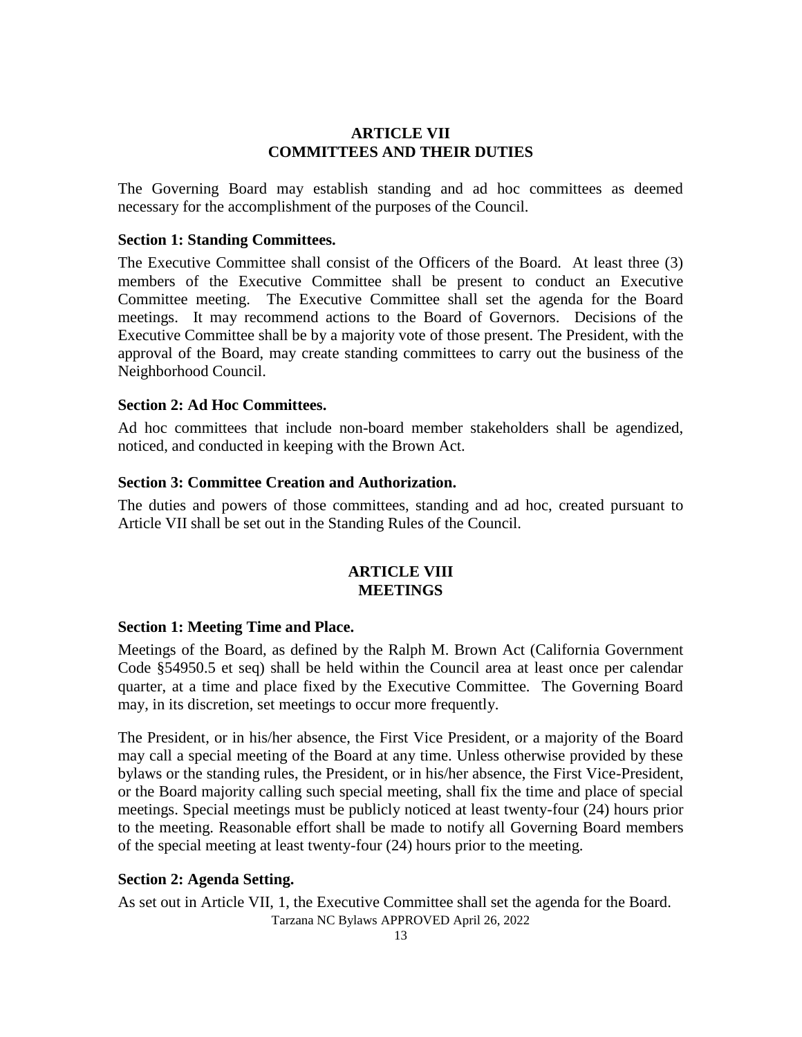## ARTICLE VII
## COMMITTEES AND THEIR DUTIES

The Governing Board may establish standing and ad hoc committees as deemed necessary for the accomplishment of the purposes of the Council.

### Section 1: Standing Committees.

The Executive Committee shall consist of the Officers of the Board. At least three (3) members of the Executive Committee shall be present to conduct an Executive Committee meeting. The Executive Committee shall set the agenda for the Board meetings. It may recommend actions to the Board of Governors. Decisions of the Executive Committee shall be by a majority vote of those present. The President, with the approval of the Board, may create standing committees to carry out the business of the Neighborhood Council.

### Section 2: Ad Hoc Committees.

Ad hoc committees that include non-board member stakeholders shall be agendized, noticed, and conducted in keeping with the Brown Act.

### Section 3: Committee Creation and Authorization.

The duties and powers of those committees, standing and ad hoc, created pursuant to Article VII shall be set out in the Standing Rules of the Council.

## ARTICLE VIII
## MEETINGS

### Section 1: Meeting Time and Place.

Meetings of the Board, as defined by the Ralph M. Brown Act (California Government Code §54950.5 et seq) shall be held within the Council area at least once per calendar quarter, at a time and place fixed by the Executive Committee. The Governing Board may, in its discretion, set meetings to occur more frequently.

The President, or in his/her absence, the First Vice President, or a majority of the Board may call a special meeting of the Board at any time. Unless otherwise provided by these bylaws or the standing rules, the President, or in his/her absence, the First Vice-President, or the Board majority calling such special meeting, shall fix the time and place of special meetings. Special meetings must be publicly noticed at least twenty-four (24) hours prior to the meeting. Reasonable effort shall be made to notify all Governing Board members of the special meeting at least twenty-four (24) hours prior to the meeting.

### Section 2: Agenda Setting.

As set out in Article VII, 1, the Executive Committee shall set the agenda for the Board.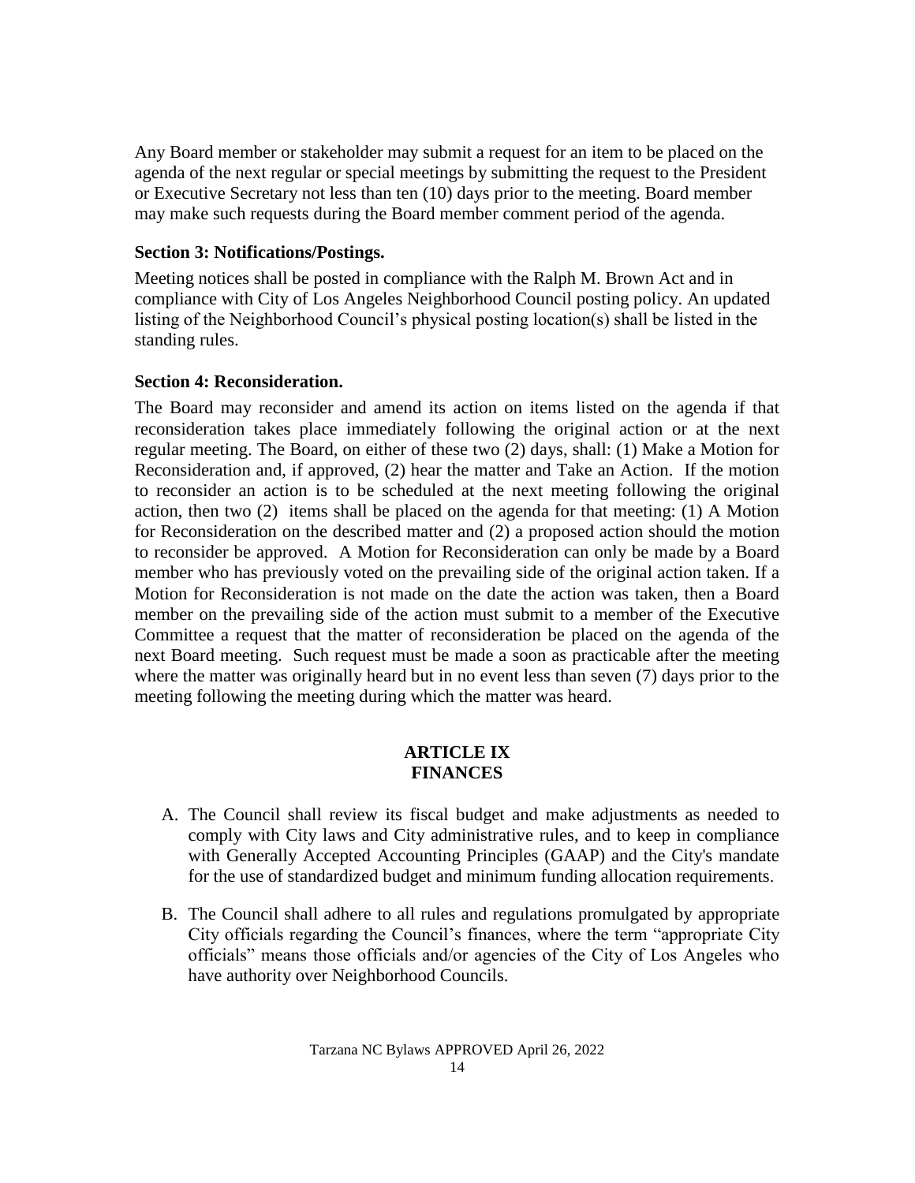Any Board member or stakeholder may submit a request for an item to be placed on the agenda of the next regular or special meetings by submitting the request to the President or Executive Secretary not less than ten (10) days prior to the meeting. Board member may make such requests during the Board member comment period of the agenda.

### Section 3: Notifications/Postings.

Meeting notices shall be posted in compliance with the Ralph M. Brown Act and in compliance with City of Los Angeles Neighborhood Council posting policy. An updated listing of the Neighborhood Council's physical posting location(s) shall be listed in the standing rules.

### Section 4: Reconsideration.

The Board may reconsider and amend its action on items listed on the agenda if that reconsideration takes place immediately following the original action or at the next regular meeting. The Board, on either of these two (2) days, shall: (1) Make a Motion for Reconsideration and, if approved, (2) hear the matter and Take an Action. If the motion to reconsider an action is to be scheduled at the next meeting following the original action, then two (2) items shall be placed on the agenda for that meeting: (1) A Motion for Reconsideration on the described matter and (2) a proposed action should the motion to reconsider be approved. A Motion for Reconsideration can only be made by a Board member who has previously voted on the prevailing side of the original action taken. If a Motion for Reconsideration is not made on the date the action was taken, then a Board member on the prevailing side of the action must submit to a member of the Executive Committee a request that the matter of reconsideration be placed on the agenda of the next Board meeting. Such request must be made a soon as practicable after the meeting where the matter was originally heard but in no event less than seven (7) days prior to the meeting following the meeting during which the matter was heard.

## ARTICLE IX
## FINANCES

A. The Council shall review its fiscal budget and make adjustments as needed to comply with City laws and City administrative rules, and to keep in compliance with Generally Accepted Accounting Principles (GAAP) and the City's mandate for the use of standardized budget and minimum funding allocation requirements.

B. The Council shall adhere to all rules and regulations promulgated by appropriate City officials regarding the Council's finances, where the term "appropriate City officials" means those officials and/or agencies of the City of Los Angeles who have authority over Neighborhood Councils.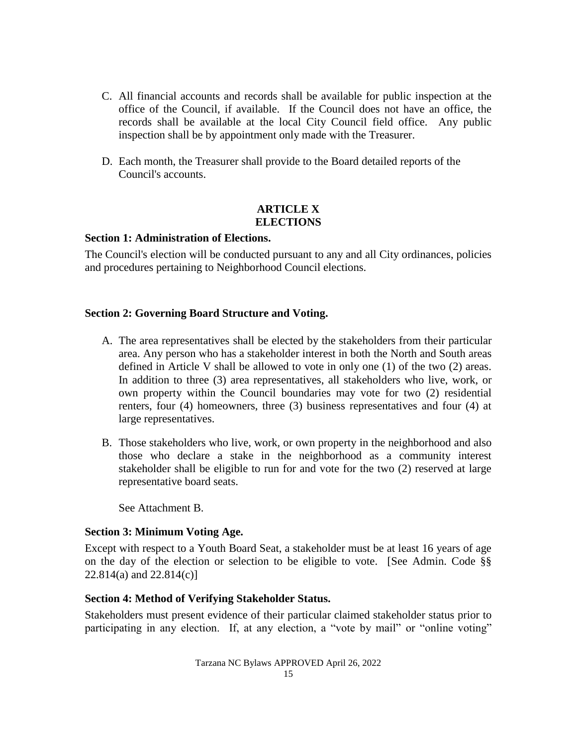C. All financial accounts and records shall be available for public inspection at the office of the Council, if available. If the Council does not have an office, the records shall be available at the local City Council field office. Any public inspection shall be by appointment only made with the Treasurer.

D. Each month, the Treasurer shall provide to the Board detailed reports of the Council's accounts.

## ARTICLE X
## ELECTIONS

### Section 1: Administration of Elections.

The Council's election will be conducted pursuant to any and all City ordinances, policies and procedures pertaining to Neighborhood Council elections.

### Section 2: Governing Board Structure and Voting.

A. The area representatives shall be elected by the stakeholders from their particular area. Any person who has a stakeholder interest in both the North and South areas defined in Article V shall be allowed to vote in only one (1) of the two (2) areas. In addition to three (3) area representatives, all stakeholders who live, work, or own property within the Council boundaries may vote for two (2) residential renters, four (4) homeowners, three (3) business representatives and four (4) at large representatives.

B. Those stakeholders who live, work, or own property in the neighborhood and also those who declare a stake in the neighborhood as a community interest stakeholder shall be eligible to run for and vote for the two (2) reserved at large representative board seats.

   See Attachment B.

### Section 3: Minimum Voting Age.

Except with respect to a Youth Board Seat, a stakeholder must be at least 16 years of age on the day of the election or selection to be eligible to vote. [See Admin. Code §§ 22.814(a) and 22.814(c)]

### Section 4: Method of Verifying Stakeholder Status.

Stakeholders must present evidence of their particular claimed stakeholder status prior to participating in any election. If, at any election, a "vote by mail" or "online voting"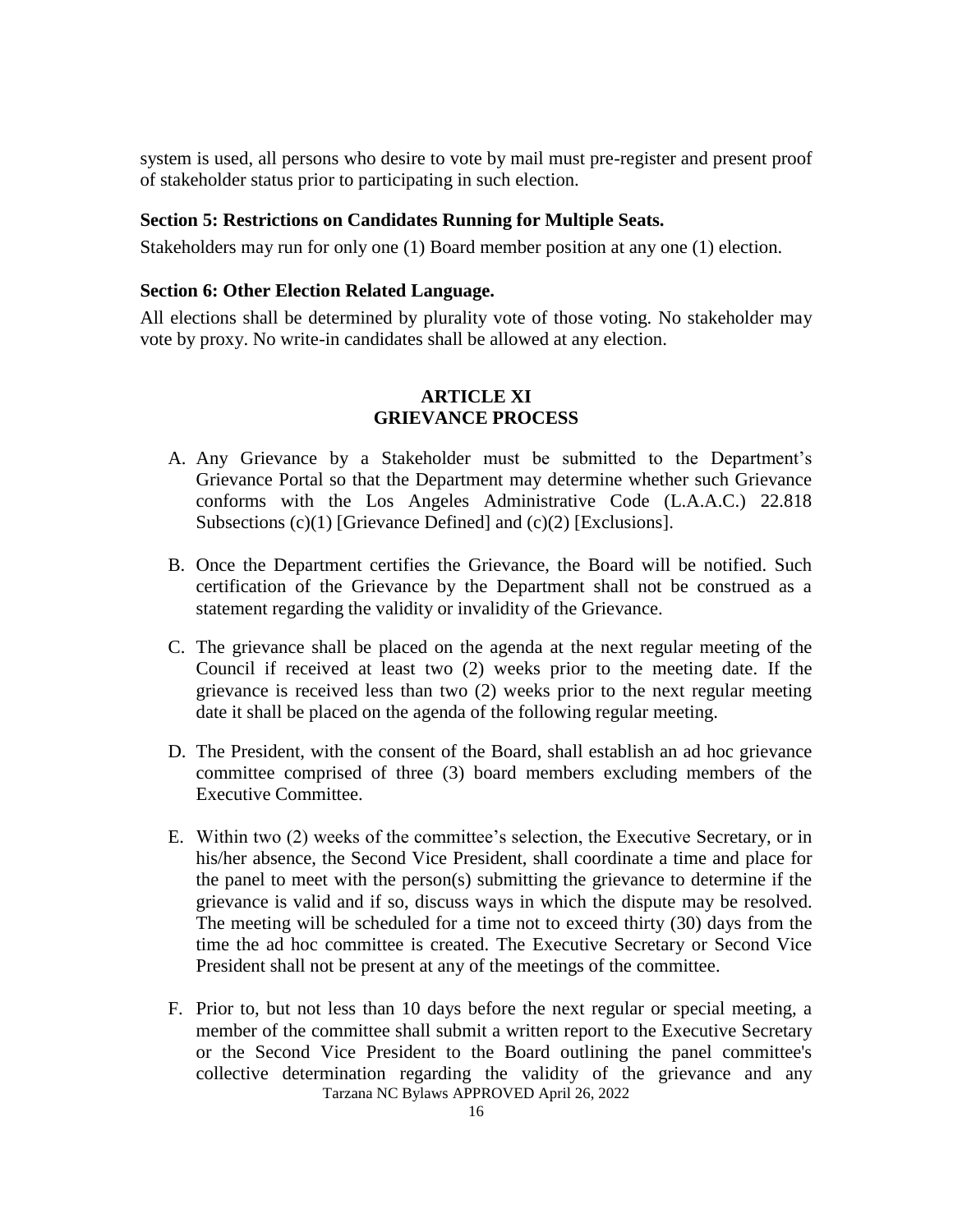system is used, all persons who desire to vote by mail must pre-register and present proof of stakeholder status prior to participating in such election.

### Section 5: Restrictions on Candidates Running for Multiple Seats.

Stakeholders may run for only one (1) Board member position at any one (1) election.

### Section 6: Other Election Related Language.

All elections shall be determined by plurality vote of those voting. No stakeholder may vote by proxy. No write-in candidates shall be allowed at any election.

## ARTICLE XI
## GRIEVANCE PROCESS

A. Any Grievance by a Stakeholder must be submitted to the Department's Grievance Portal so that the Department may determine whether such Grievance conforms with the Los Angeles Administrative Code (L.A.A.C.) 22.818 Subsections (c)(1) [Grievance Defined] and (c)(2) [Exclusions].

B. Once the Department certifies the Grievance, the Board will be notified. Such certification of the Grievance by the Department shall not be construed as a statement regarding the validity or invalidity of the Grievance.

C. The grievance shall be placed on the agenda at the next regular meeting of the Council if received at least two (2) weeks prior to the meeting date. If the grievance is received less than two (2) weeks prior to the next regular meeting date it shall be placed on the agenda of the following regular meeting.

D. The President, with the consent of the Board, shall establish an ad hoc grievance committee comprised of three (3) board members excluding members of the Executive Committee.

E. Within two (2) weeks of the committee's selection, the Executive Secretary, or in his/her absence, the Second Vice President, shall coordinate a time and place for the panel to meet with the person(s) submitting the grievance to determine if the grievance is valid and if so, discuss ways in which the dispute may be resolved. The meeting will be scheduled for a time not to exceed thirty (30) days from the time the ad hoc committee is created. The Executive Secretary or Second Vice President shall not be present at any of the meetings of the committee.

F. Prior to, but not less than 10 days before the next regular or special meeting, a member of the committee shall submit a written report to the Executive Secretary or the Second Vice President to the Board outlining the panel committee's collective determination regarding the validity of the grievance and any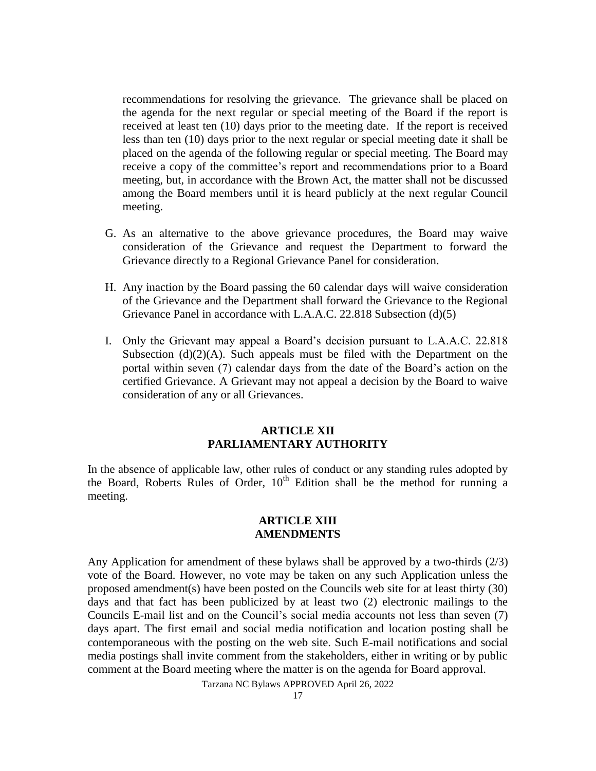recommendations for resolving the grievance. The grievance shall be placed on the agenda for the next regular or special meeting of the Board if the report is received at least ten (10) days prior to the meeting date. If the report is received less than ten (10) days prior to the next regular or special meeting date it shall be placed on the agenda of the following regular or special meeting. The Board may receive a copy of the committee's report and recommendations prior to a Board meeting, but, in accordance with the Brown Act, the matter shall not be discussed among the Board members until it is heard publicly at the next regular Council meeting.

G. As an alternative to the above grievance procedures, the Board may waive consideration of the Grievance and request the Department to forward the Grievance directly to a Regional Grievance Panel for consideration.

H. Any inaction by the Board passing the 60 calendar days will waive consideration of the Grievance and the Department shall forward the Grievance to the Regional Grievance Panel in accordance with L.A.A.C. 22.818 Subsection (d)(5)

I. Only the Grievant may appeal a Board's decision pursuant to L.A.A.C. 22.818 Subsection (d)(2)(A). Such appeals must be filed with the Department on the portal within seven (7) calendar days from the date of the Board's action on the certified Grievance. A Grievant may not appeal a decision by the Board to waive consideration of any or all Grievances.

## ARTICLE XII
## PARLIAMENTARY AUTHORITY

In the absence of applicable law, other rules of conduct or any standing rules adopted by the Board, Roberts Rules of Order, 10th Edition shall be the method for running a meeting.

## ARTICLE XIII
## AMENDMENTS

Any Application for amendment of these bylaws shall be approved by a two-thirds (2/3) vote of the Board. However, no vote may be taken on any such Application unless the proposed amendment(s) have been posted on the Councils web site for at least thirty (30) days and that fact has been publicized by at least two (2) electronic mailings to the Councils E-mail list and on the Council's social media accounts not less than seven (7) days apart. The first email and social media notification and location posting shall be contemporaneous with the posting on the web site. Such E-mail notifications and social media postings shall invite comment from the stakeholders, either in writing or by public comment at the Board meeting where the matter is on the agenda for Board approval.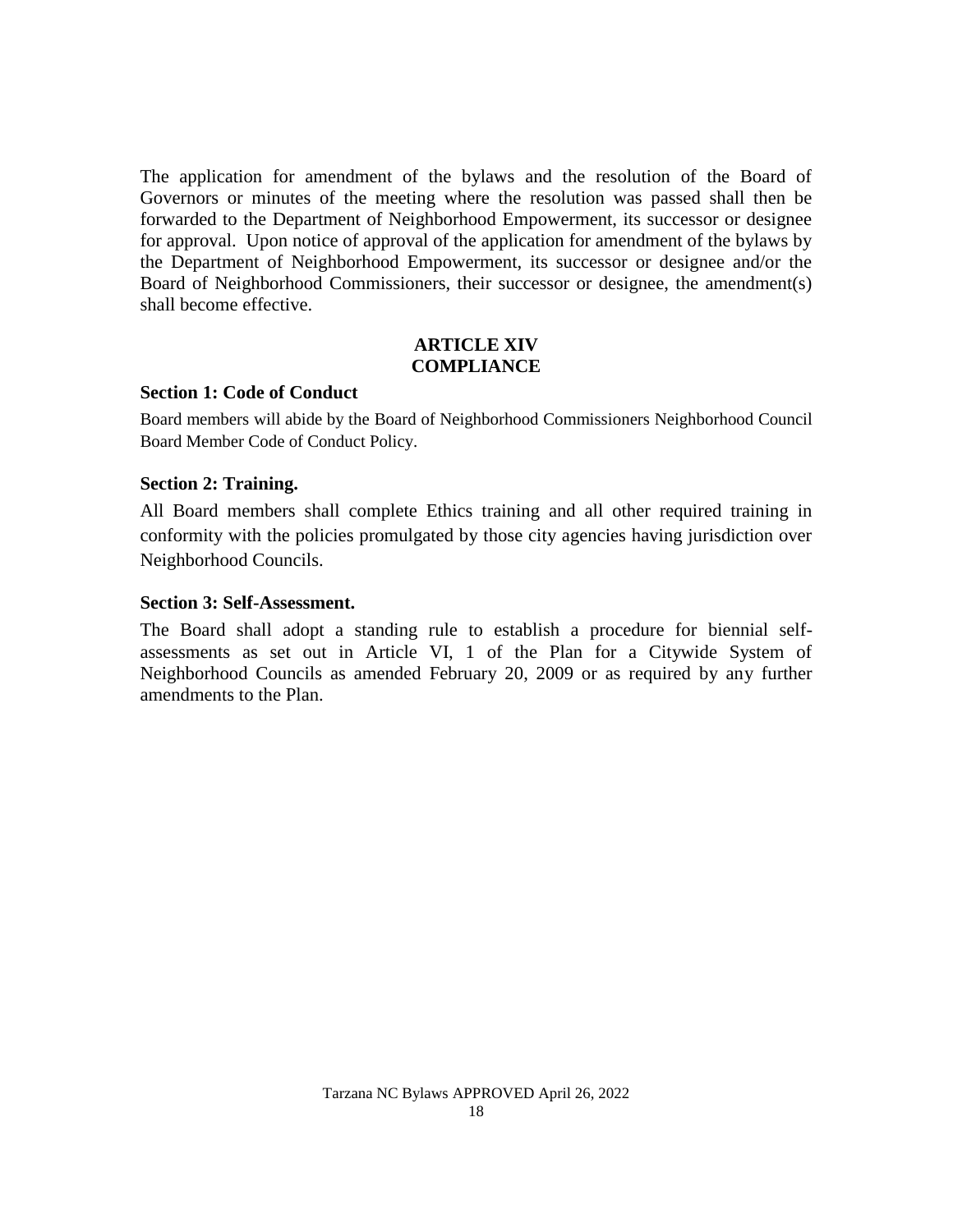The application for amendment of the bylaws and the resolution of the Board of Governors or minutes of the meeting where the resolution was passed shall then be forwarded to the Department of Neighborhood Empowerment, its successor or designee for approval. Upon notice of approval of the application for amendment of the bylaws by the Department of Neighborhood Empowerment, its successor or designee and/or the Board of Neighborhood Commissioners, their successor or designee, the amendment(s) shall become effective.

## ARTICLE XIV
## COMPLIANCE

### Section 1: Code of Conduct

Board members will abide by the Board of Neighborhood Commissioners Neighborhood Council Board Member Code of Conduct Policy.

### Section 2: Training.

All Board members shall complete Ethics training and all other required training in conformity with the policies promulgated by those city agencies having jurisdiction over Neighborhood Councils.

### Section 3: Self-Assessment.

The Board shall adopt a standing rule to establish a procedure for biennial self-assessments as set out in Article VI, 1 of the Plan for a Citywide System of Neighborhood Councils as amended February 20, 2009 or as required by any further amendments to the Plan.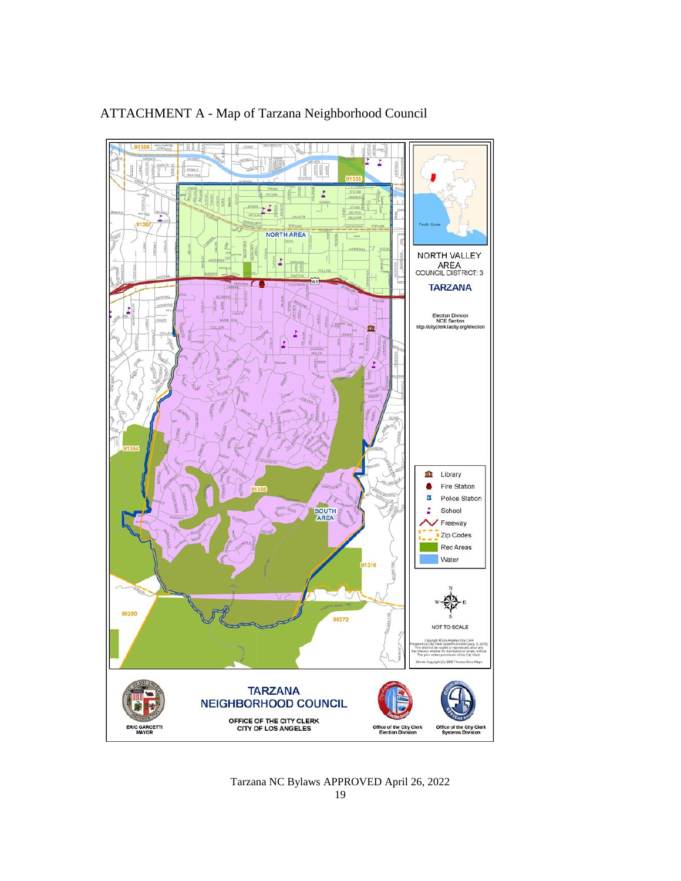ATTACHMENT A - Map of Tarzana Neighborhood Council

NORTH VALLEY AREA
COUNCIL DISTRICT: 3

TARZANA

Election Division
NCE Section
http://cityclerk.lacity.org/election

NORTH AREA

SOUTH AREA

Library
Fire Station
Police Station
School
Freeway
Zip Codes
Rec Areas
Water

NOT TO SCALE

TARZANA
NEIGHBORHOOD COUNCIL

OFFICE OF THE CITY CLERK
CITY OF LOS ANGELES

ERIC GARCETTI
MAYOR

Office of the City Clerk
Election Division

Office of the City Clerk
Systems Division

Tarzana NC Bylaws APPROVED April 26, 2022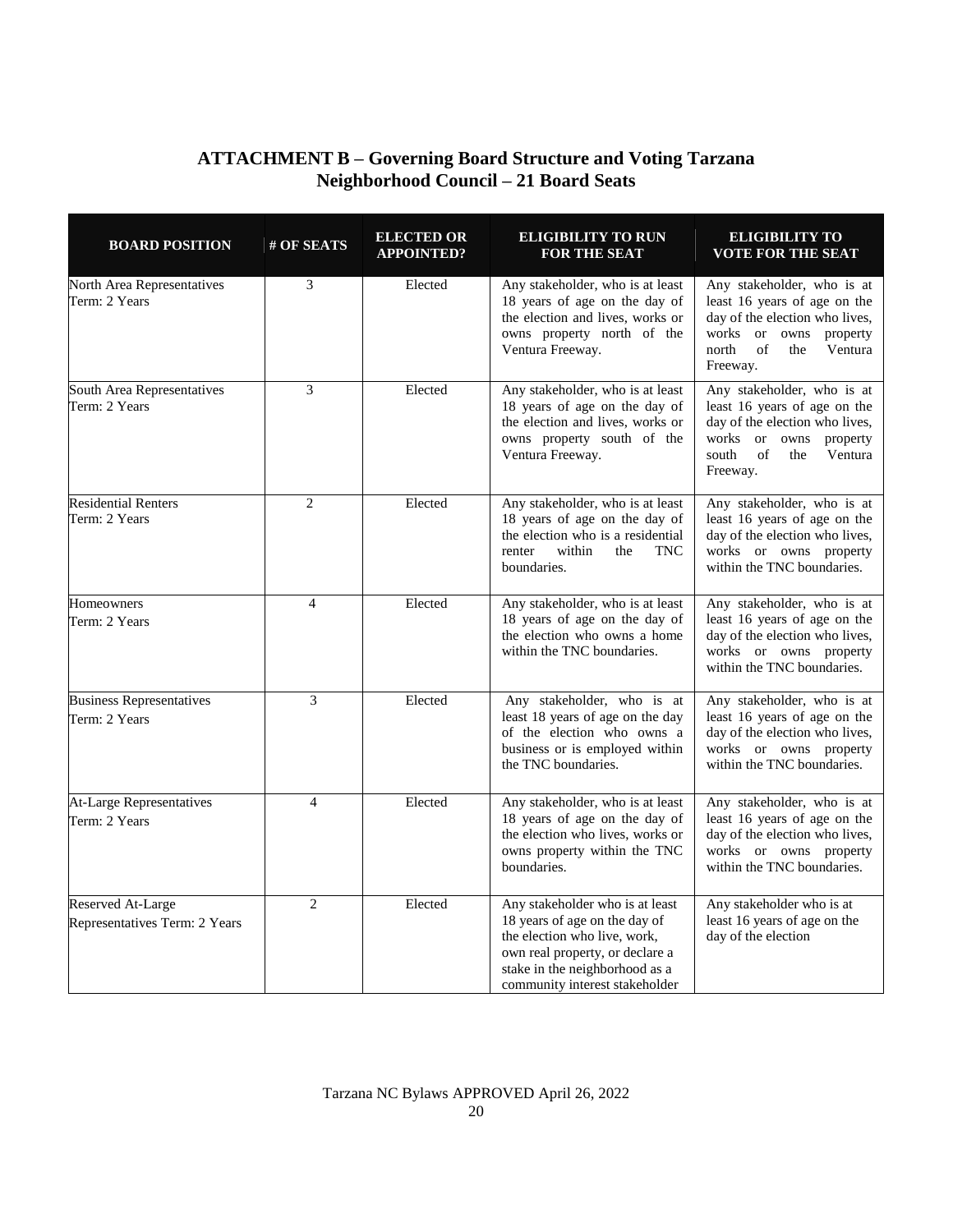## ATTACHMENT B – Governing Board Structure and Voting Tarzana Neighborhood Council – 21 Board Seats

| BOARD POSITION | # OF SEATS | ELECTED OR APPOINTED? | ELIGIBILITY TO RUN FOR THE SEAT | ELIGIBILITY TO VOTE FOR THE SEAT |
|---|---|---|---|---|
| North Area Representatives Term: 2 Years | 3 | Elected | Any stakeholder, who is at least 18 years of age on the day of the election and lives, works or owns property north of the Ventura Freeway. | Any stakeholder, who is at least 16 years of age on the day of the election who lives, works or owns property north of the Ventura Freeway. |
| South Area Representatives Term: 2 Years | 3 | Elected | Any stakeholder, who is at least 18 years of age on the day of the election and lives, works or owns property south of the Ventura Freeway. | Any stakeholder, who is at least 16 years of age on the day of the election who lives, works or owns property south of the Ventura Freeway. |
| Residential Renters Term: 2 Years | 2 | Elected | Any stakeholder, who is at least 18 years of age on the day of the election who is a residential renter within the TNC boundaries. | Any stakeholder, who is at least 16 years of age on the day of the election who lives, works or owns property within the TNC boundaries. |
| Homeowners Term: 2 Years | 4 | Elected | Any stakeholder, who is at least 18 years of age on the day of the election who owns a home within the TNC boundaries. | Any stakeholder, who is at least 16 years of age on the day of the election who lives, works or owns property within the TNC boundaries. |
| Business Representatives Term: 2 Years | 3 | Elected | Any stakeholder, who is at least 18 years of age on the day of the election who owns a business or is employed within the TNC boundaries. | Any stakeholder, who is at least 16 years of age on the day of the election who lives, works or owns property within the TNC boundaries. |
| At-Large Representatives Term: 2 Years | 4 | Elected | Any stakeholder, who is at least 18 years of age on the day of the election who lives, works or owns property within the TNC boundaries. | Any stakeholder, who is at least 16 years of age on the day of the election who lives, works or owns property within the TNC boundaries. |
| Reserved At-Large Representatives Term: 2 Years | 2 | Elected | Any stakeholder who is at least 18 years of age on the day of the election who live, work, own real property, or declare a stake in the neighborhood as a community interest stakeholder | Any stakeholder who is at least 16 years of age on the day of the election |

Tarzana NC Bylaws APPROVED April 26, 2022